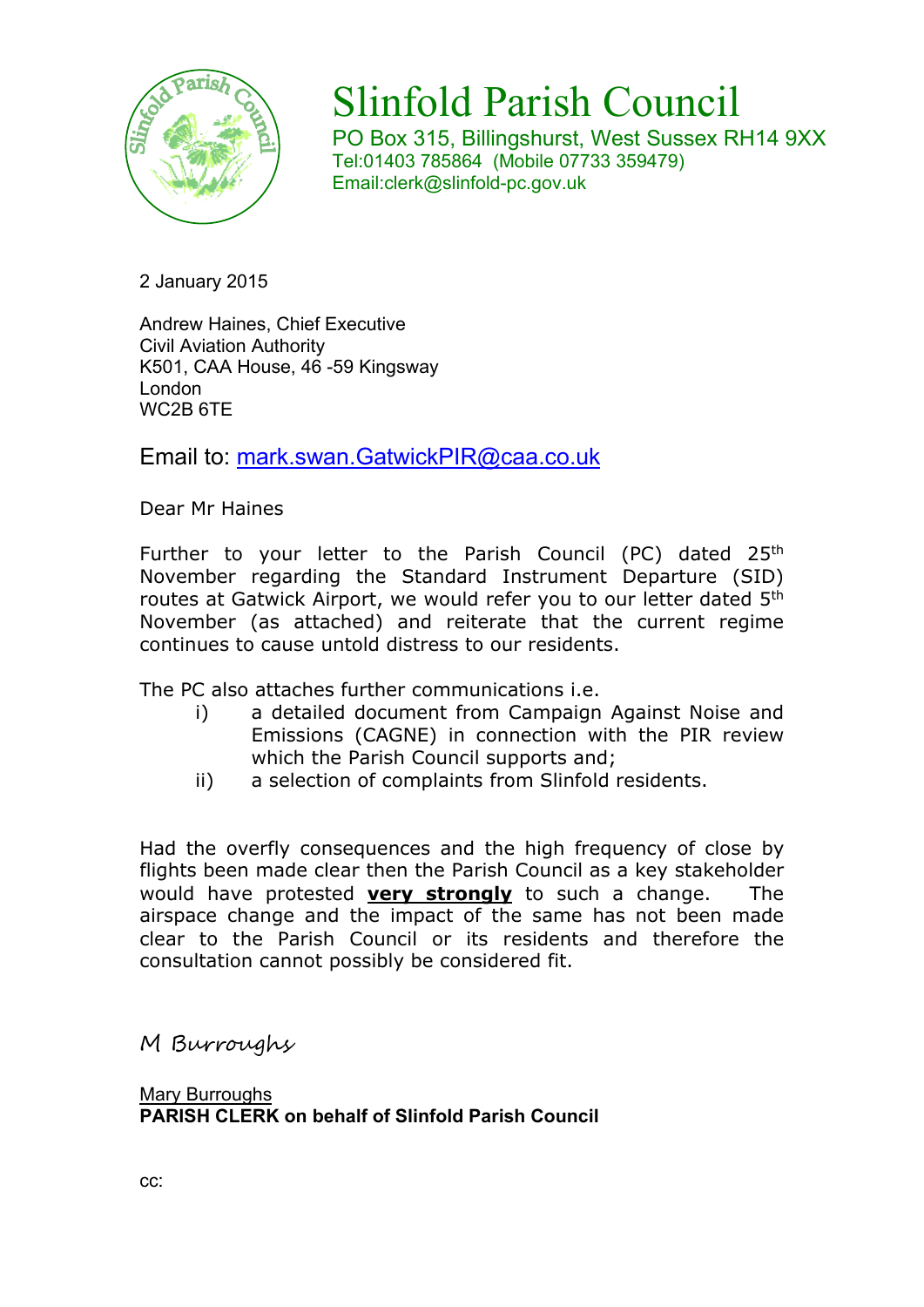# Slinfold Parish Council

PO Box 315, Billingshurst, West Sussex RH14 9XX
Tel:01403 785864 (Mobile 07733 359479)
Email:clerk@slinfold-pc.gov.uk

2 January 2015

Andrew Haines, Chief Executive
Civil Aviation Authority
K501, CAA House, 46 -59 Kingsway
London
WC2B 6TE

Email to: mark.swan.GatwickPIR@caa.co.uk

Dear Mr Haines

Further to your letter to the Parish Council (PC) dated 25th November regarding the Standard Instrument Departure (SID) routes at Gatwick Airport, we would refer you to our letter dated 5th November (as attached) and reiterate that the current regime continues to cause untold distress to our residents.

The PC also attaches further communications i.e.

i) a detailed document from Campaign Against Noise and Emissions (CAGNE) in connection with the PIR review which the Parish Council supports and;

ii) a selection of complaints from Slinfold residents.

Had the overfly consequences and the high frequency of close by flights been made clear then the Parish Council as a key stakeholder would have protested **very strongly** to such a change. The airspace change and the impact of the same has not been made clear to the Parish Council or its residents and therefore the consultation cannot possibly be considered fit.

*M Burroughs*

Mary Burroughs
**PARISH CLERK on behalf of Slinfold Parish Council**

cc: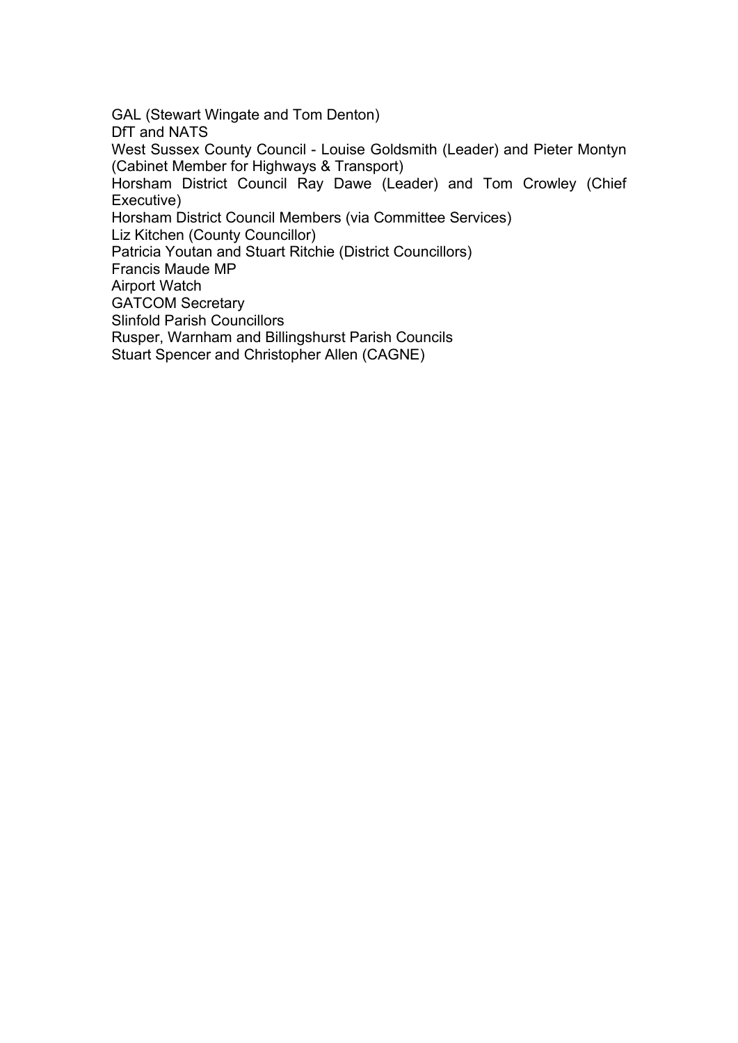GAL (Stewart Wingate and Tom Denton)
DfT and NATS
West Sussex County Council - Louise Goldsmith (Leader) and Pieter Montyn (Cabinet Member for Highways & Transport)
Horsham District Council Ray Dawe (Leader) and Tom Crowley (Chief Executive)
Horsham District Council Members (via Committee Services)
Liz Kitchen (County Councillor)
Patricia Youtan and Stuart Ritchie (District Councillors)
Francis Maude MP
Airport Watch
GATCOM Secretary
Slinfold Parish Councillors
Rusper, Warnham and Billingshurst Parish Councils
Stuart Spencer and Christopher Allen (CAGNE)